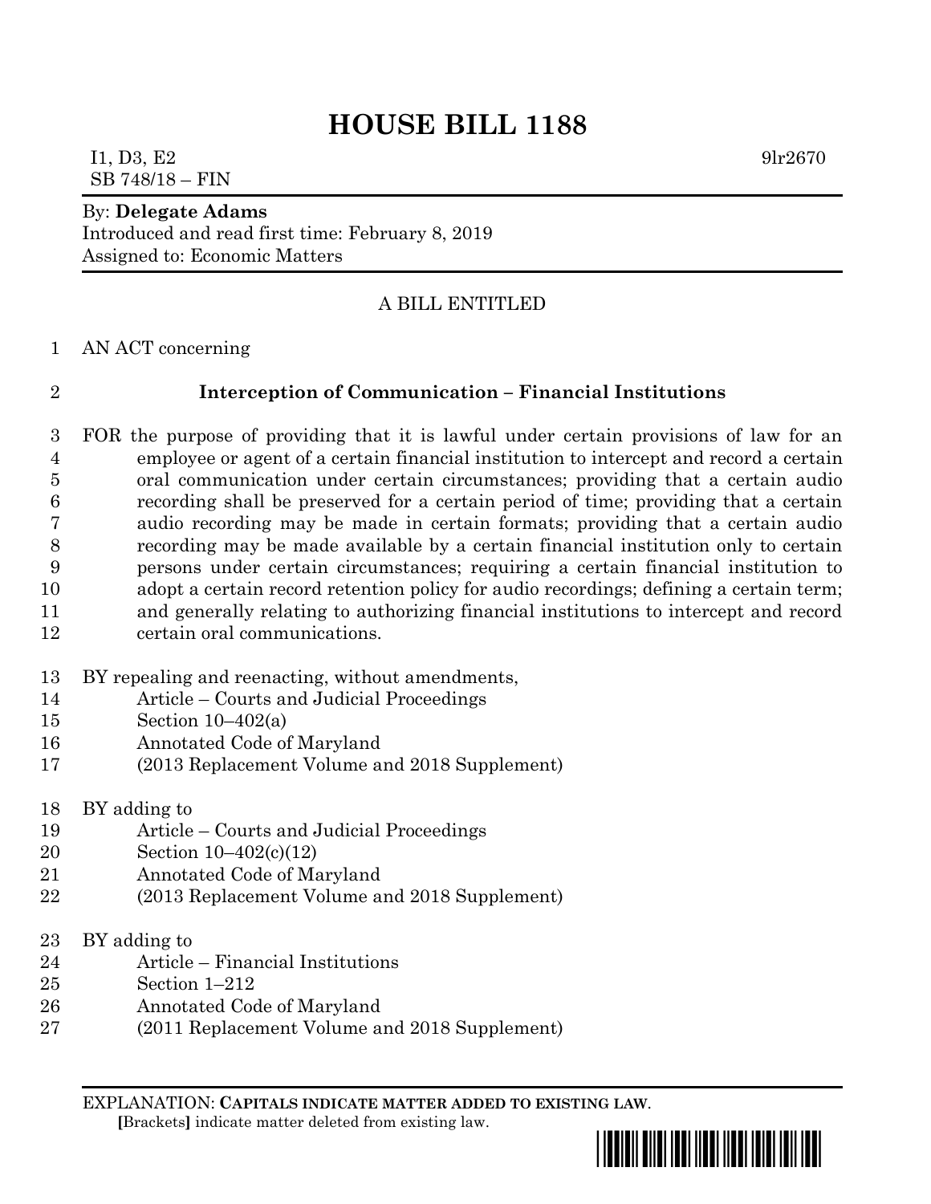# HOUSE BILL 1188

I1, D3, E2 9lr2670
SB 748/18 – FIN

By: **Delegate Adams**
Introduced and read first time: February 8, 2019
Assigned to: Economic Matters

A BILL ENTITLED

AN ACT concerning

**Interception of Communication – Financial Institutions**

FOR the purpose of providing that it is lawful under certain provisions of law for an employee or agent of a certain financial institution to intercept and record a certain oral communication under certain circumstances; providing that a certain audio recording shall be preserved for a certain period of time; providing that a certain audio recording may be made in certain formats; providing that a certain audio recording may be made available by a certain financial institution only to certain persons under certain circumstances; requiring a certain financial institution to adopt a certain record retention policy for audio recordings; defining a certain term; and generally relating to authorizing financial institutions to intercept and record certain oral communications.

BY repealing and reenacting, without amendments,
Article – Courts and Judicial Proceedings
Section 10–402(a)
Annotated Code of Maryland
(2013 Replacement Volume and 2018 Supplement)

BY adding to
Article – Courts and Judicial Proceedings
Section 10–402(c)(12)
Annotated Code of Maryland
(2013 Replacement Volume and 2018 Supplement)

BY adding to
Article – Financial Institutions
Section 1–212
Annotated Code of Maryland
(2011 Replacement Volume and 2018 Supplement)

EXPLANATION: **CAPITALS INDICATE MATTER ADDED TO EXISTING LAW**.
[Brackets] indicate matter deleted from existing law.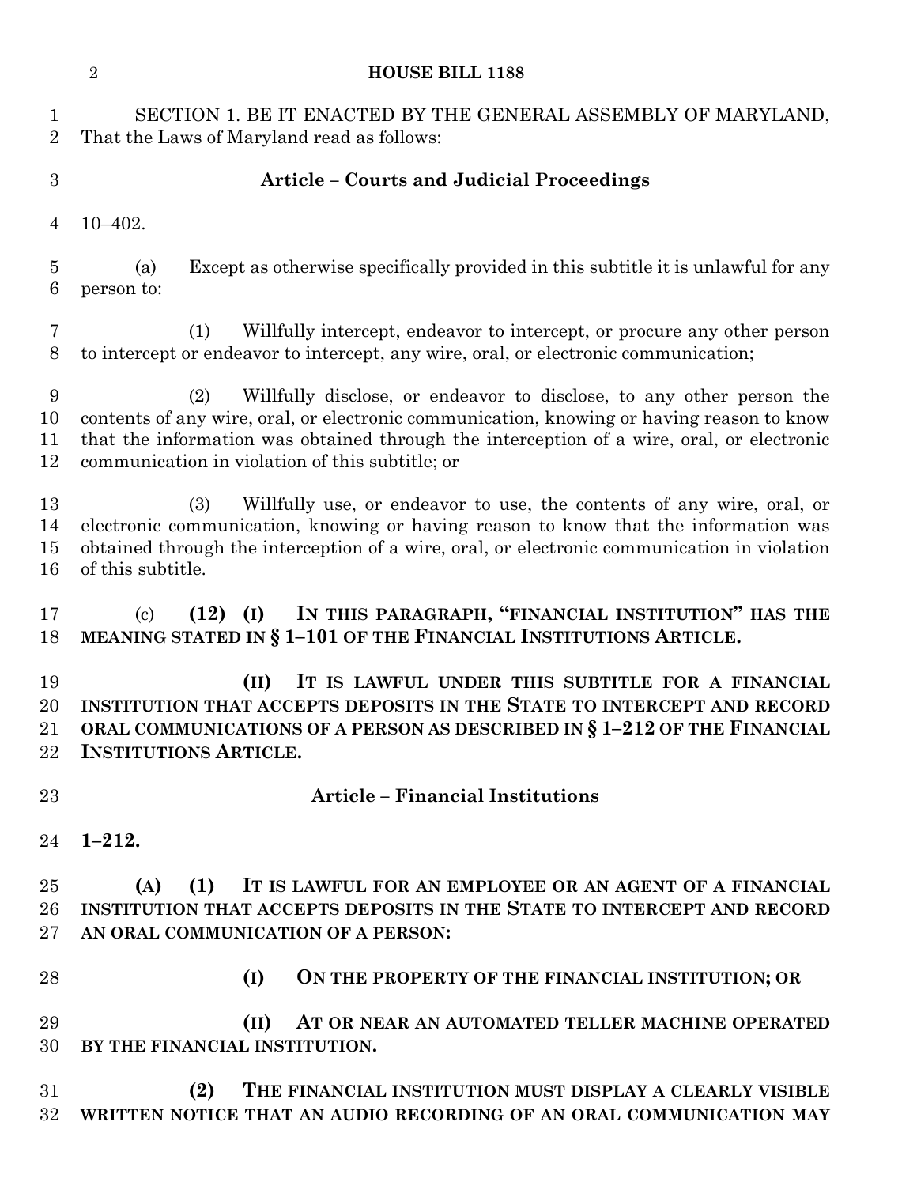SECTION 1. BE IT ENACTED BY THE GENERAL ASSEMBLY OF MARYLAND, That the Laws of Maryland read as follows:

**Article – Courts and Judicial Proceedings**

10–402.

(a) Except as otherwise specifically provided in this subtitle it is unlawful for any person to:

(1) Willfully intercept, endeavor to intercept, or procure any other person to intercept or endeavor to intercept, any wire, oral, or electronic communication;

(2) Willfully disclose, or endeavor to disclose, to any other person the contents of any wire, oral, or electronic communication, knowing or having reason to know that the information was obtained through the interception of a wire, oral, or electronic communication in violation of this subtitle; or

(3) Willfully use, or endeavor to use, the contents of any wire, oral, or electronic communication, knowing or having reason to know that the information was obtained through the interception of a wire, oral, or electronic communication in violation of this subtitle.

(c) **(12) (I) IN THIS PARAGRAPH, "FINANCIAL INSTITUTION" HAS THE MEANING STATED IN § 1–101 OF THE FINANCIAL INSTITUTIONS ARTICLE.**

**(II) IT IS LAWFUL UNDER THIS SUBTITLE FOR A FINANCIAL INSTITUTION THAT ACCEPTS DEPOSITS IN THE STATE TO INTERCEPT AND RECORD ORAL COMMUNICATIONS OF A PERSON AS DESCRIBED IN § 1–212 OF THE FINANCIAL INSTITUTIONS ARTICLE.**

**Article – Financial Institutions**

**1–212.**

**(A) (1) IT IS LAWFUL FOR AN EMPLOYEE OR AN AGENT OF A FINANCIAL INSTITUTION THAT ACCEPTS DEPOSITS IN THE STATE TO INTERCEPT AND RECORD AN ORAL COMMUNICATION OF A PERSON:**

**(I) ON THE PROPERTY OF THE FINANCIAL INSTITUTION; OR**

**(II) AT OR NEAR AN AUTOMATED TELLER MACHINE OPERATED BY THE FINANCIAL INSTITUTION.**

**(2) THE FINANCIAL INSTITUTION MUST DISPLAY A CLEARLY VISIBLE WRITTEN NOTICE THAT AN AUDIO RECORDING OF AN ORAL COMMUNICATION MAY**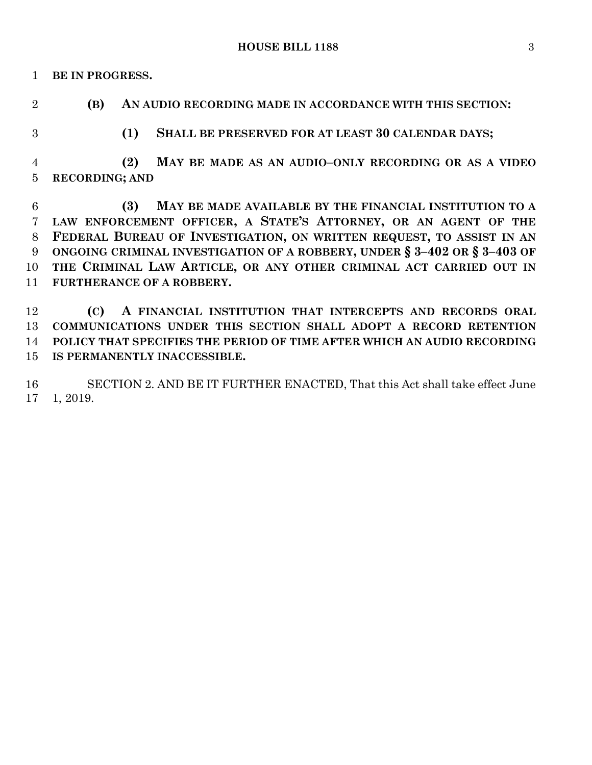**BE IN PROGRESS.**

**(B) AN AUDIO RECORDING MADE IN ACCORDANCE WITH THIS SECTION:**

**(1) SHALL BE PRESERVED FOR AT LEAST 30 CALENDAR DAYS;**

**(2) MAY BE MADE AS AN AUDIO–ONLY RECORDING OR AS A VIDEO RECORDING; AND**

**(3) MAY BE MADE AVAILABLE BY THE FINANCIAL INSTITUTION TO A LAW ENFORCEMENT OFFICER, A STATE'S ATTORNEY, OR AN AGENT OF THE FEDERAL BUREAU OF INVESTIGATION, ON WRITTEN REQUEST, TO ASSIST IN AN ONGOING CRIMINAL INVESTIGATION OF A ROBBERY, UNDER § 3–402 OR § 3–403 OF THE CRIMINAL LAW ARTICLE, OR ANY OTHER CRIMINAL ACT CARRIED OUT IN FURTHERANCE OF A ROBBERY.**

**(C) A FINANCIAL INSTITUTION THAT INTERCEPTS AND RECORDS ORAL COMMUNICATIONS UNDER THIS SECTION SHALL ADOPT A RECORD RETENTION POLICY THAT SPECIFIES THE PERIOD OF TIME AFTER WHICH AN AUDIO RECORDING IS PERMANENTLY INACCESSIBLE.**

SECTION 2. AND BE IT FURTHER ENACTED, That this Act shall take effect June 1, 2019.